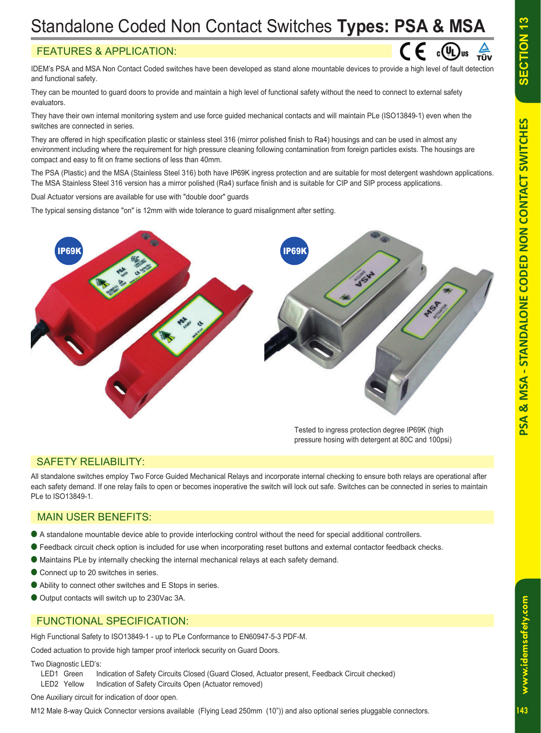# Standalone Coded Non Contact Switches **Types: PSA & MSA**

## FEATURES & APPLICATION:

IDEM's PSA and MSA Non Contact Coded switches have been developed as stand alone mountable devices to provide a high level of fault detection and functional safety.

They can be mounted to guard doors to provide and maintain a high level of functional safety without the need to connect to external safety evaluators.

They have their own internal monitoring system and use force guided mechanical contacts and will maintain PLe (ISO13849-1) even when the switches are connected in series.

They are offered in high specification plastic or stainless steel 316 (mirror polished finish to Ra4) housings and can be used in almost any environment including where the requirement for high pressure cleaning following contamination from foreign particles exists. The housings are compact and easy to fit on frame sections of less than 40mm.

The PSA (Plastic) and the MSA (Stainless Steel 316) both have IP69K ingress protection and are suitable for most detergent washdown applications. The MSA Stainless Steel 316 version has a mirror polished (Ra4) surface finish and is suitable for CIP and SIP process applications.

Dual Actuator versions are available for use with "double door" guards

The typical sensing distance "on" is 12mm with wide tolerance to guard misalignment after setting.

Tested to ingress protection degree IP69K (high pressure hosing with detergent at 80C and 100psi)

## SAFETY RELIABILITY:

All standalone switches employ Two Force Guided Mechanical Relays and incorporate internal checking to ensure both relays are operational after each safety demand. If one relay fails to open or becomes inoperative the switch will lock out safe. Switches can be connected in series to maintain PLe to ISO13849-1.

## MAIN USER BENEFITS:

- A standalone mountable device able to provide interlocking control without the need for special additional controllers.
- Feedback circuit check option is included for use when incorporating reset buttons and external contactor feedback checks.
- Maintains PLe by internally checking the internal mechanical relays at each safety demand.
- Connect up to 20 switches in series.
- Ability to connect other switches and E Stops in series.
- Output contacts will switch up to 230Vac 3A.

## FUNCTIONAL SPECIFICATION:

High Functional Safety to ISO13849-1 - up to PLe Conformance to EN60947-5-3 PDF-M.

Coded actuation to provide high tamper proof interlock security on Guard Doors.

Two Diagnostic LED's:

LED1 Green Indication of Safety Circuits Closed (Guard Closed, Actuator present, Feedback Circuit checked)
LED2 Yellow Indication of Safety Circuits Open (Actuator removed)

One Auxiliary circuit for indication of door open.

M12 Male 8-way Quick Connector versions available (Flying Lead 250mm (10")) and also optional series pluggable connectors.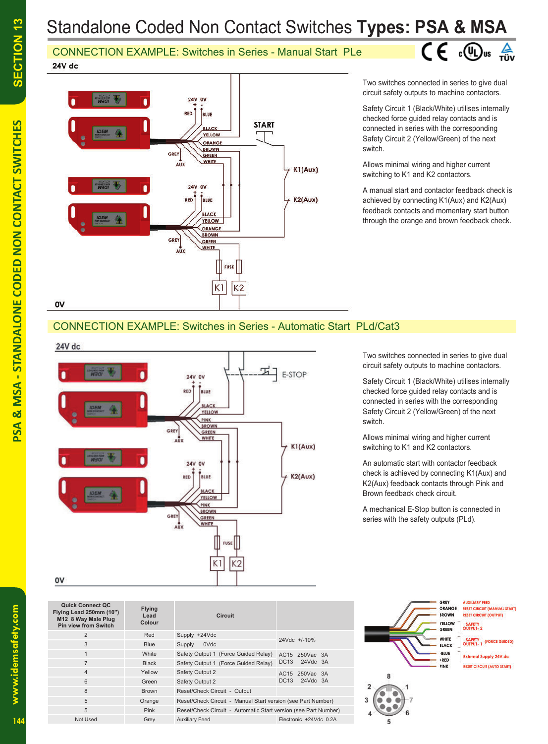# Standalone Coded Non Contact Switches **Types: PSA & MSA**

## CONNECTION EXAMPLE: Switches in Series - Manual Start PLe

24V dc

START

K1(Aux)

K2(Aux)

0V

Two switches connected in series to give dual circuit safety outputs to machine contactors.

Safety Circuit 1 (Black/White) utilises internally checked force guided relay contacts and is connected in series with the corresponding Safety Circuit 2 (Yellow/Green) of the next switch.

Allows minimal wiring and higher current switching to K1 and K2 contactors.

A manual start and contactor feedback check is achieved by connecting K1(Aux) and K2(Aux) feedback contacts and momentary start button through the orange and brown feedback check.

## CONNECTION EXAMPLE: Switches in Series - Automatic Start PLd/Cat3

24V dc

E-STOP

K1(Aux)

K2(Aux)

0V

Two switches connected in series to give dual circuit safety outputs to machine contactors.

Safety Circuit 1 (Black/White) utilises internally checked force guided relay contacts and is connected in series with the corresponding Safety Circuit 2 (Yellow/Green) of the next switch.

Allows minimal wiring and higher current switching to K1 and K2 contactors.

An automatic start with contactor feedback check is achieved by connecting K1(Aux) and K2(Aux) feedback contacts through Pink and Brown feedback check circuit.

A mechanical E-Stop button is connected in series with the safety outputs (PLd).

| Quick Connect QC Flying Lead 250mm (10") M12 8 Way Male Plug Pin view from Switch | Flying Lead Colour | Circuit | |
|---|---|---|---|
| 2 | Red | Supply +24Vdc | 24Vdc +/-10% |
| 3 | Blue | Supply 0Vdc | |
| 1 | White | Safety Output 1 (Force Guided Relay) | AC15 250Vac 3A DC13 24Vdc 3A |
| 7 | Black | Safety Output 1 (Force Guided Relay) | |
| 4 | Yellow | Safety Output 2 | AC15 250Vac 3A DC13 24Vdc 3A |
| 6 | Green | Safety Output 2 | |
| 8 | Brown | Reset/Check Circuit - Output | |
| 5 | Orange | Reset/Check Circuit - Manual Start version (see Part Number) | |
| 5 | Pink | Reset/Check Circuit - Automatic Start version (see Part Number) | |
| Not Used | Grey | Auxiliary Feed | Electronic +24Vdc 0.2A |

GREY – AUXILIARY FEED
ORANGE – RESET CIRCUIT (MANUAL START)
BROWN – RESET CIRCUIT (OUTPUT)
YELLOW, GREEN – SAFETY OUTPUT- 2
WHITE, BLACK – SAFETY OUTPUT- 1 (FORCE GUIDED)
-BLUE, +RED – External Supply 24V.dc
PINK – RESET CIRCUIT (AUTO START)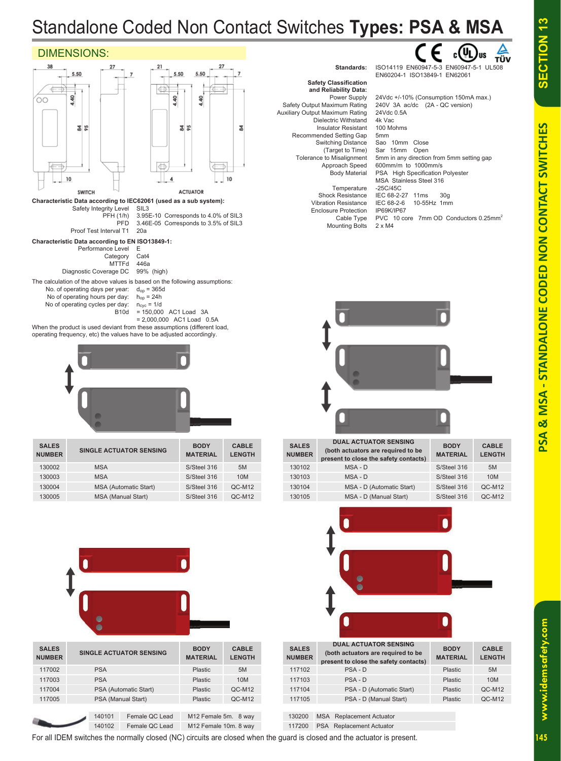# Standalone Coded Non Contact Switches **Types: PSA & MSA**

## DIMENSIONS:

38 5.50 27 7 21 5.50 5.50 27 7
4.40 4.40 4.40
84 95 84 95 84
10 4 10
SWITCH ACTUATOR

**Characteristic Data according to IEC62061 (used as a sub system):**

| | |
|---|---|
| Safety Integrity Level | SIL3 |
| PFH (1/h) | 3.95E-10 Corresponds to 4.0% of SIL3 |
| PFD | 3.46E-05 Corresponds to 3.5% of SIL3 |
| Proof Test Interval T1 | 20a |

**Characteristic Data according to EN ISO13849-1:**

| | |
|---|---|
| Performance Level | E |
| Category | Cat4 |
| MTTFd | 446a |
| Diagnostic Coverage DC | 99% (high) |

The calculation of the above values is based on the following assumptions:

| | |
|---|---|
| No. of operating days per year: | $d_{op}$ = 365d |
| No of operating hours per day: | $h_{op}$ = 24h |
| No of operating cycles per day: | $n_{cyc}$ = 1/d |
| B10d | = 150,000 AC1 Load 3A |
| | = 2,000,000 AC1 Load 0.5A |

When the product is used deviant from these assumptions (different load, operating frequency, etc) the values have to be adjusted accordingly.

**Standards:** ISO14119 EN60947-5-3 EN60947-5-1 UL508 EN60204-1 ISO13849-1 EN62061

**Safety Classification and Reliability Data:**

| | |
|---|---|
| Power Supply | 24Vdc +/-10% (Consumption 150mA max.) |
| Safety Output Maximum Rating | 240V 3A ac/dc (2A - QC version) |
| Auxiliary Output Maximum Rating | 24Vdc 0.5A |
| Dielectric Withstand | 4k Vac |
| Insulator Resistant | 100 Mohms |
| Recommended Setting Gap | 5mm |
| Switching Distance (Target to Time) | Sao 10mm Close / Sar 15mm Open |
| Tolerance to Misalignment | 5mm in any direction from 5mm setting gap |
| Approach Speed | 600mm/m to 1000mm/s |
| Body Material | PSA High Specification Polyester / MSA Stainless Steel 316 |
| Temperature | -25C/45C |
| Shock Resistance | IEC 68-2-27 11ms 30g |
| Vibration Resistance | IEC 68-2-6 10-55Hz 1mm |
| Enclosure Protection | IP69K/IP67 |
| Cable Type | PVC 10 core 7mm OD Conductors 0.25mm$^2$ |
| Mounting Bolts | 2 x M4 |

| SALES NUMBER | SINGLE ACTUATOR SENSING | BODY MATERIAL | CABLE LENGTH |
|---|---|---|---|
| 130002 | MSA | S/Steel 316 | 5M |
| 130003 | MSA | S/Steel 316 | 10M |
| 130004 | MSA (Automatic Start) | S/Steel 316 | QC-M12 |
| 130005 | MSA (Manual Start) | S/Steel 316 | QC-M12 |

| SALES NUMBER | DUAL ACTUATOR SENSING (both actuators are required to be present to close the safety contacts) | BODY MATERIAL | CABLE LENGTH |
|---|---|---|---|
| 130102 | MSA - D | S/Steel 316 | 5M |
| 130103 | MSA - D | S/Steel 316 | 10M |
| 130104 | MSA - D (Automatic Start) | S/Steel 316 | QC-M12 |
| 130105 | MSA - D (Manual Start) | S/Steel 316 | QC-M12 |

| SALES NUMBER | SINGLE ACTUATOR SENSING | BODY MATERIAL | CABLE LENGTH |
|---|---|---|---|
| 117002 | PSA | Plastic | 5M |
| 117003 | PSA | Plastic | 10M |
| 117004 | PSA (Automatic Start) | Plastic | QC-M12 |
| 117005 | PSA (Manual Start) | Plastic | QC-M12 |

| SALES NUMBER | DUAL ACTUATOR SENSING (both actuators are required to be present to close the safety contacts) | BODY MATERIAL | CABLE LENGTH |
|---|---|---|---|
| 117102 | PSA - D | Plastic | 5M |
| 117103 | PSA - D | Plastic | 10M |
| 117104 | PSA - D (Automatic Start) | Plastic | QC-M12 |
| 117105 | PSA - D (Manual Start) | Plastic | QC-M12 |

| | | |
|---|---|---|
| 140101 | Female QC Lead | M12 Female 5m. 8 way |
| 140102 | Female QC Lead | M12 Female 10m. 8 way |

| | |
|---|---|
| 130200 | MSA Replacement Actuator |
| 117200 | PSA Replacement Actuator |

For all IDEM switches the normally closed (NC) circuits are closed when the guard is closed and the actuator is present.